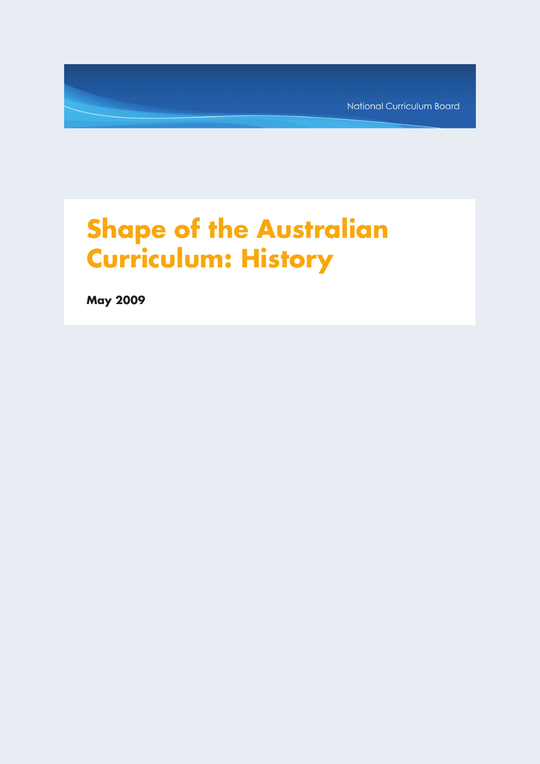National Curriculum Board

# Shape of the Australian Curriculum: History

**May 2009**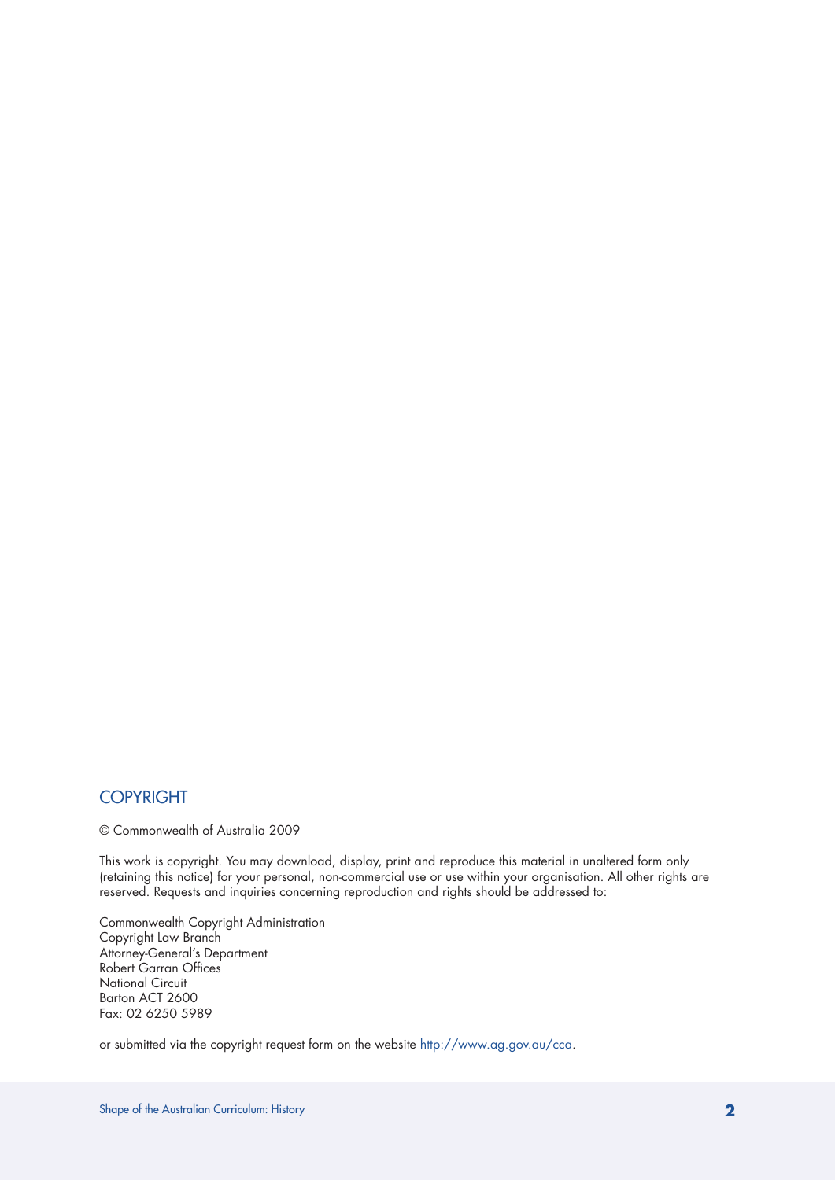## COPYRIGHT

© Commonwealth of Australia 2009

This work is copyright. You may download, display, print and reproduce this material in unaltered form only (retaining this notice) for your personal, non-commercial use or use within your organisation. All other rights are reserved. Requests and inquiries concerning reproduction and rights should be addressed to:

Commonwealth Copyright Administration
Copyright Law Branch
Attorney-General's Department
Robert Garran Offices
National Circuit
Barton ACT 2600
Fax: 02 6250 5989

or submitted via the copyright request form on the website http://www.ag.gov.au/cca.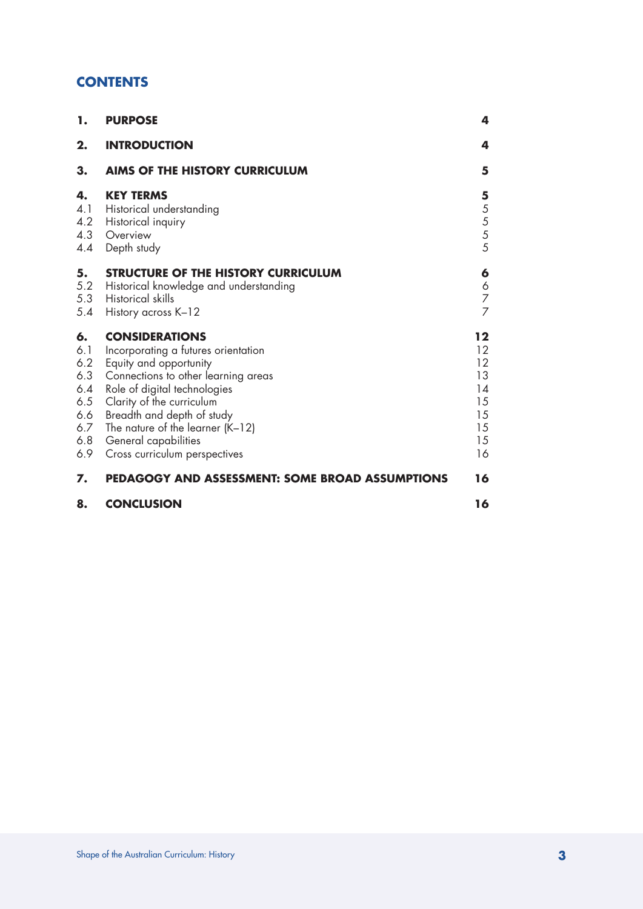## CONTENTS

| | | |
|---|---|---|
| **1.** | **PURPOSE** | **4** |
| **2.** | **INTRODUCTION** | **4** |
| **3.** | **AIMS OF THE HISTORY CURRICULUM** | **5** |
| **4.** | **KEY TERMS** | **5** |
| 4.1 | Historical understanding | 5 |
| 4.2 | Historical inquiry | 5 |
| 4.3 | Overview | 5 |
| 4.4 | Depth study | 5 |
| **5.** | **STRUCTURE OF THE HISTORY CURRICULUM** | **6** |
| 5.2 | Historical knowledge and understanding | 6 |
| 5.3 | Historical skills | 7 |
| 5.4 | History across K–12 | 7 |
| **6.** | **CONSIDERATIONS** | **12** |
| 6.1 | Incorporating a futures orientation | 12 |
| 6.2 | Equity and opportunity | 12 |
| 6.3 | Connections to other learning areas | 13 |
| 6.4 | Role of digital technologies | 14 |
| 6.5 | Clarity of the curriculum | 15 |
| 6.6 | Breadth and depth of study | 15 |
| 6.7 | The nature of the learner (K–12) | 15 |
| 6.8 | General capabilities | 15 |
| 6.9 | Cross curriculum perspectives | 16 |
| **7.** | **PEDAGOGY AND ASSESSMENT: SOME BROAD ASSUMPTIONS** | **16** |
| **8.** | **CONCLUSION** | **16** |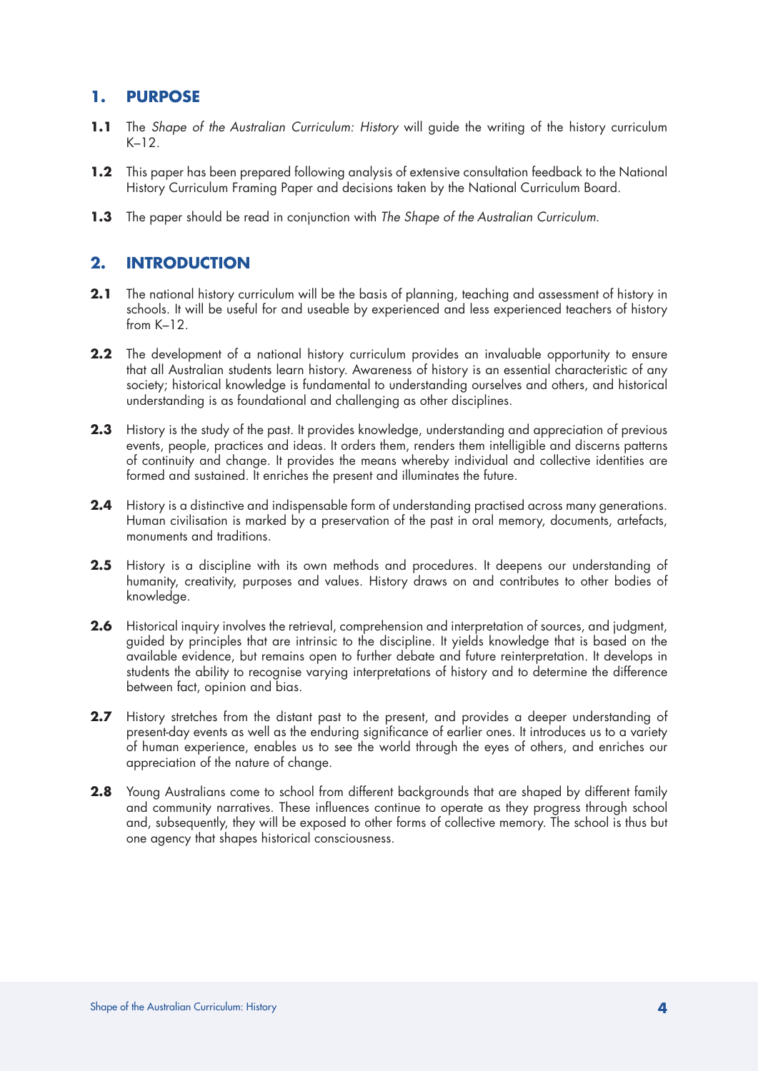## 1. PURPOSE

**1.1** The *Shape of the Australian Curriculum: History* will guide the writing of the history curriculum K–12.

**1.2** This paper has been prepared following analysis of extensive consultation feedback to the National History Curriculum Framing Paper and decisions taken by the National Curriculum Board.

**1.3** The paper should be read in conjunction with *The Shape of the Australian Curriculum*.

## 2. INTRODUCTION

**2.1** The national history curriculum will be the basis of planning, teaching and assessment of history in schools. It will be useful for and useable by experienced and less experienced teachers of history from K–12.

**2.2** The development of a national history curriculum provides an invaluable opportunity to ensure that all Australian students learn history. Awareness of history is an essential characteristic of any society; historical knowledge is fundamental to understanding ourselves and others, and historical understanding is as foundational and challenging as other disciplines.

**2.3** History is the study of the past. It provides knowledge, understanding and appreciation of previous events, people, practices and ideas. It orders them, renders them intelligible and discerns patterns of continuity and change. It provides the means whereby individual and collective identities are formed and sustained. It enriches the present and illuminates the future.

**2.4** History is a distinctive and indispensable form of understanding practised across many generations. Human civilisation is marked by a preservation of the past in oral memory, documents, artefacts, monuments and traditions.

**2.5** History is a discipline with its own methods and procedures. It deepens our understanding of humanity, creativity, purposes and values. History draws on and contributes to other bodies of knowledge.

**2.6** Historical inquiry involves the retrieval, comprehension and interpretation of sources, and judgment, guided by principles that are intrinsic to the discipline. It yields knowledge that is based on the available evidence, but remains open to further debate and future reinterpretation. It develops in students the ability to recognise varying interpretations of history and to determine the difference between fact, opinion and bias.

**2.7** History stretches from the distant past to the present, and provides a deeper understanding of present-day events as well as the enduring significance of earlier ones. It introduces us to a variety of human experience, enables us to see the world through the eyes of others, and enriches our appreciation of the nature of change.

**2.8** Young Australians come to school from different backgrounds that are shaped by different family and community narratives. These influences continue to operate as they progress through school and, subsequently, they will be exposed to other forms of collective memory. The school is thus but one agency that shapes historical consciousness.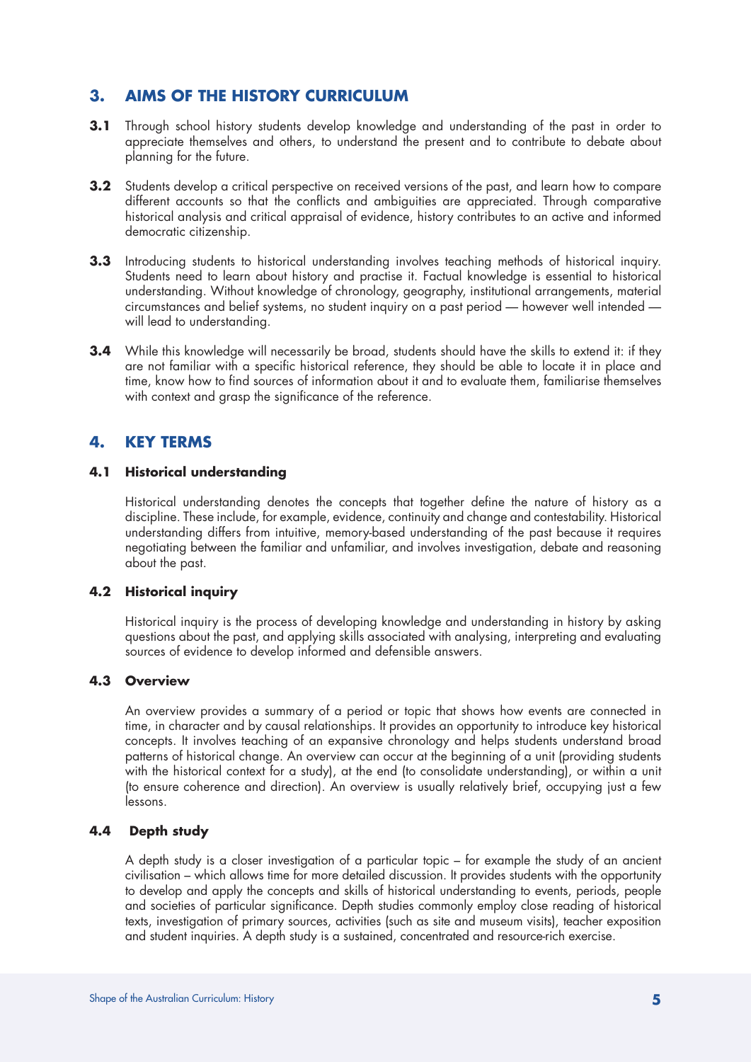## 3. AIMS OF THE HISTORY CURRICULUM

**3.1** Through school history students develop knowledge and understanding of the past in order to appreciate themselves and others, to understand the present and to contribute to debate about planning for the future.

**3.2** Students develop a critical perspective on received versions of the past, and learn how to compare different accounts so that the conflicts and ambiguities are appreciated. Through comparative historical analysis and critical appraisal of evidence, history contributes to an active and informed democratic citizenship.

**3.3** Introducing students to historical understanding involves teaching methods of historical inquiry. Students need to learn about history and practise it. Factual knowledge is essential to historical understanding. Without knowledge of chronology, geography, institutional arrangements, material circumstances and belief systems, no student inquiry on a past period — however well intended — will lead to understanding.

**3.4** While this knowledge will necessarily be broad, students should have the skills to extend it: if they are not familiar with a specific historical reference, they should be able to locate it in place and time, know how to find sources of information about it and to evaluate them, familiarise themselves with context and grasp the significance of the reference.

## 4. KEY TERMS

### 4.1 Historical understanding

Historical understanding denotes the concepts that together define the nature of history as a discipline. These include, for example, evidence, continuity and change and contestability. Historical understanding differs from intuitive, memory-based understanding of the past because it requires negotiating between the familiar and unfamiliar, and involves investigation, debate and reasoning about the past.

### 4.2 Historical inquiry

Historical inquiry is the process of developing knowledge and understanding in history by asking questions about the past, and applying skills associated with analysing, interpreting and evaluating sources of evidence to develop informed and defensible answers.

### 4.3 Overview

An overview provides a summary of a period or topic that shows how events are connected in time, in character and by causal relationships. It provides an opportunity to introduce key historical concepts. It involves teaching of an expansive chronology and helps students understand broad patterns of historical change. An overview can occur at the beginning of a unit (providing students with the historical context for a study), at the end (to consolidate understanding), or within a unit (to ensure coherence and direction). An overview is usually relatively brief, occupying just a few lessons.

### 4.4 Depth study

A depth study is a closer investigation of a particular topic – for example the study of an ancient civilisation – which allows time for more detailed discussion. It provides students with the opportunity to develop and apply the concepts and skills of historical understanding to events, periods, people and societies of particular significance. Depth studies commonly employ close reading of historical texts, investigation of primary sources, activities (such as site and museum visits), teacher exposition and student inquiries. A depth study is a sustained, concentrated and resource-rich exercise.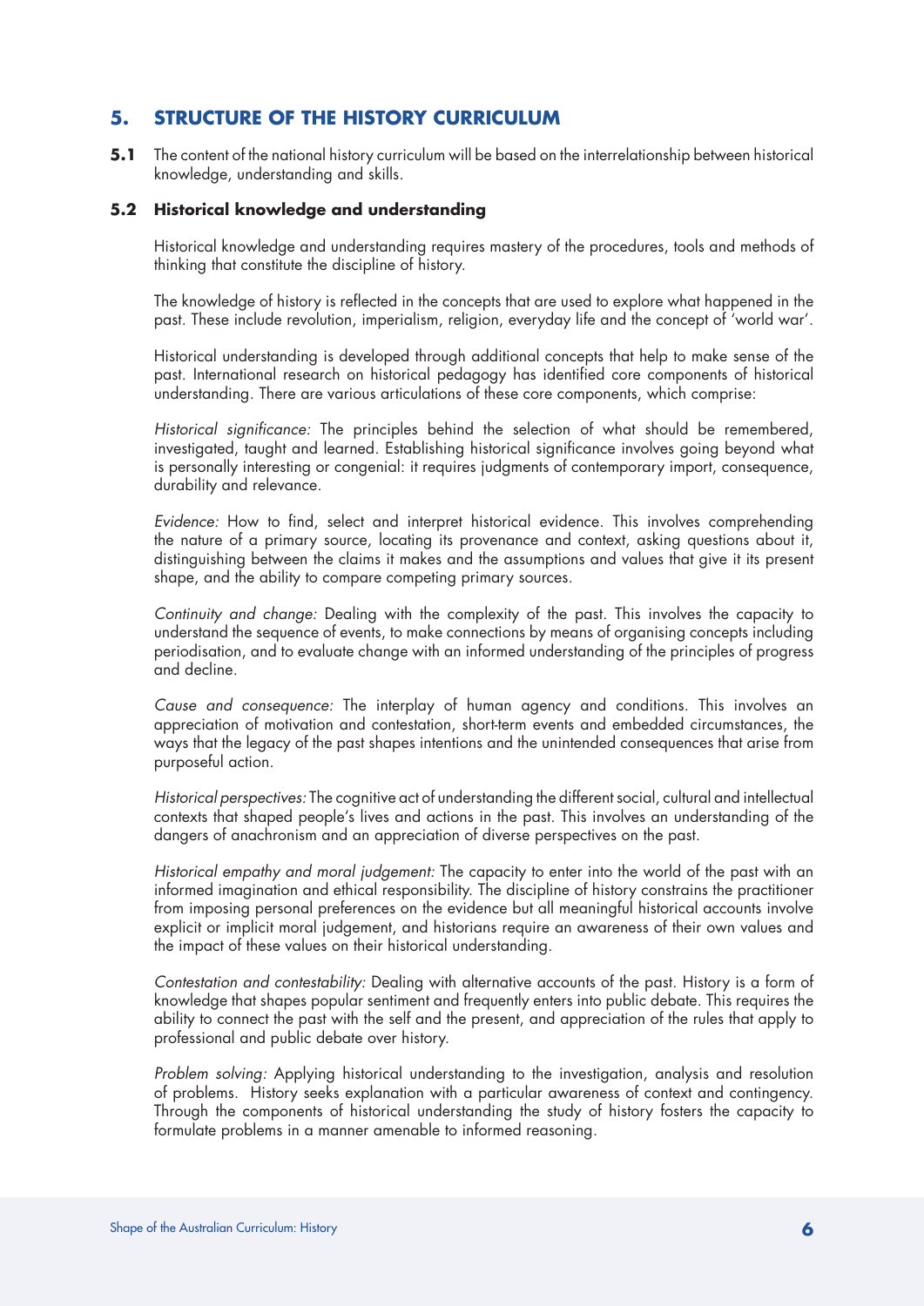## 5. STRUCTURE OF THE HISTORY CURRICULUM

**5.1** The content of the national history curriculum will be based on the interrelationship between historical knowledge, understanding and skills.

### 5.2 Historical knowledge and understanding

Historical knowledge and understanding requires mastery of the procedures, tools and methods of thinking that constitute the discipline of history.

The knowledge of history is reflected in the concepts that are used to explore what happened in the past. These include revolution, imperialism, religion, everyday life and the concept of 'world war'.

Historical understanding is developed through additional concepts that help to make sense of the past. International research on historical pedagogy has identified core components of historical understanding. There are various articulations of these core components, which comprise:

*Historical significance:* The principles behind the selection of what should be remembered, investigated, taught and learned. Establishing historical significance involves going beyond what is personally interesting or congenial: it requires judgments of contemporary import, consequence, durability and relevance.

*Evidence:* How to find, select and interpret historical evidence. This involves comprehending the nature of a primary source, locating its provenance and context, asking questions about it, distinguishing between the claims it makes and the assumptions and values that give it its present shape, and the ability to compare competing primary sources.

*Continuity and change:* Dealing with the complexity of the past. This involves the capacity to understand the sequence of events, to make connections by means of organising concepts including periodisation, and to evaluate change with an informed understanding of the principles of progress and decline.

*Cause and consequence:* The interplay of human agency and conditions. This involves an appreciation of motivation and contestation, short-term events and embedded circumstances, the ways that the legacy of the past shapes intentions and the unintended consequences that arise from purposeful action.

*Historical perspectives:* The cognitive act of understanding the different social, cultural and intellectual contexts that shaped people's lives and actions in the past. This involves an understanding of the dangers of anachronism and an appreciation of diverse perspectives on the past.

*Historical empathy and moral judgement:* The capacity to enter into the world of the past with an informed imagination and ethical responsibility. The discipline of history constrains the practitioner from imposing personal preferences on the evidence but all meaningful historical accounts involve explicit or implicit moral judgement, and historians require an awareness of their own values and the impact of these values on their historical understanding.

*Contestation and contestability:* Dealing with alternative accounts of the past. History is a form of knowledge that shapes popular sentiment and frequently enters into public debate. This requires the ability to connect the past with the self and the present, and appreciation of the rules that apply to professional and public debate over history.

*Problem solving:* Applying historical understanding to the investigation, analysis and resolution of problems. History seeks explanation with a particular awareness of context and contingency. Through the components of historical understanding the study of history fosters the capacity to formulate problems in a manner amenable to informed reasoning.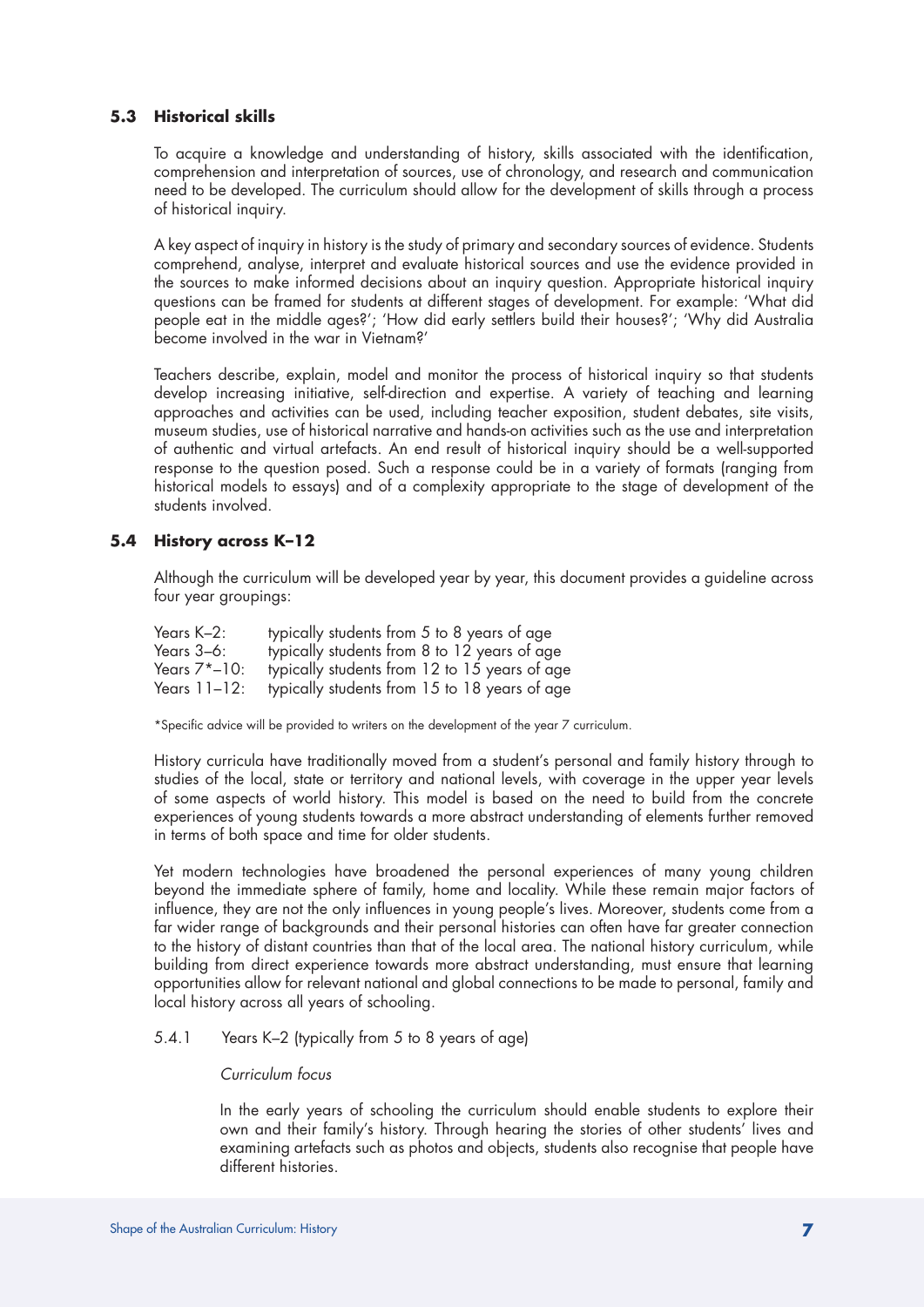### 5.3 Historical skills

To acquire a knowledge and understanding of history, skills associated with the identification, comprehension and interpretation of sources, use of chronology, and research and communication need to be developed. The curriculum should allow for the development of skills through a process of historical inquiry.

A key aspect of inquiry in history is the study of primary and secondary sources of evidence. Students comprehend, analyse, interpret and evaluate historical sources and use the evidence provided in the sources to make informed decisions about an inquiry question. Appropriate historical inquiry questions can be framed for students at different stages of development. For example: 'What did people eat in the middle ages?'; 'How did early settlers build their houses?'; 'Why did Australia become involved in the war in Vietnam?'

Teachers describe, explain, model and monitor the process of historical inquiry so that students develop increasing initiative, self-direction and expertise. A variety of teaching and learning approaches and activities can be used, including teacher exposition, student debates, site visits, museum studies, use of historical narrative and hands-on activities such as the use and interpretation of authentic and virtual artefacts. An end result of historical inquiry should be a well-supported response to the question posed. Such a response could be in a variety of formats (ranging from historical models to essays) and of a complexity appropriate to the stage of development of the students involved.

### 5.4 History across K–12

Although the curriculum will be developed year by year, this document provides a guideline across four year groupings:

| | |
|---|---|
| Years K–2: | typically students from 5 to 8 years of age |
| Years 3–6: | typically students from 8 to 12 years of age |
| Years 7*–10: | typically students from 12 to 15 years of age |
| Years 11–12: | typically students from 15 to 18 years of age |

*Specific advice will be provided to writers on the development of the year 7 curriculum.

History curricula have traditionally moved from a student's personal and family history through to studies of the local, state or territory and national levels, with coverage in the upper year levels of some aspects of world history. This model is based on the need to build from the concrete experiences of young students towards a more abstract understanding of elements further removed in terms of both space and time for older students.

Yet modern technologies have broadened the personal experiences of many young children beyond the immediate sphere of family, home and locality. While these remain major factors of influence, they are not the only influences in young people's lives. Moreover, students come from a far wider range of backgrounds and their personal histories can often have far greater connection to the history of distant countries than that of the local area. The national history curriculum, while building from direct experience towards more abstract understanding, must ensure that learning opportunities allow for relevant national and global connections to be made to personal, family and local history across all years of schooling.

#### 5.4.1 Years K–2 (typically from 5 to 8 years of age)

*Curriculum focus*

In the early years of schooling the curriculum should enable students to explore their own and their family's history. Through hearing the stories of other students' lives and examining artefacts such as photos and objects, students also recognise that people have different histories.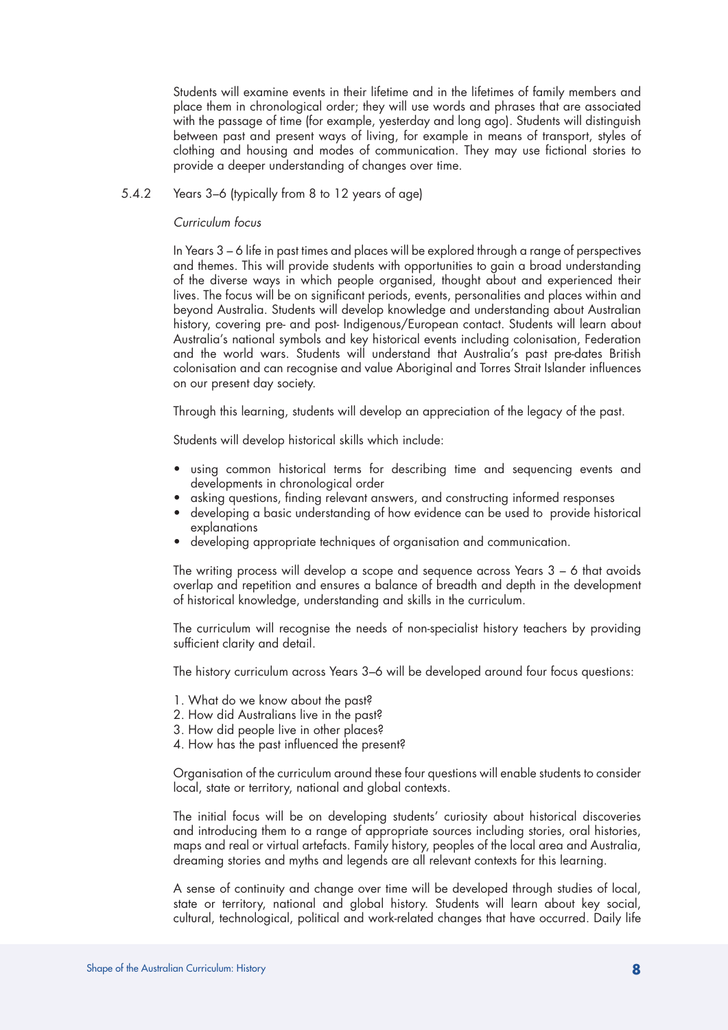Students will examine events in their lifetime and in the lifetimes of family members and place them in chronological order; they will use words and phrases that are associated with the passage of time (for example, yesterday and long ago). Students will distinguish between past and present ways of living, for example in means of transport, styles of clothing and housing and modes of communication. They may use fictional stories to provide a deeper understanding of changes over time.

### 5.4.2 Years 3–6 (typically from 8 to 12 years of age)

*Curriculum focus*

In Years 3 – 6 life in past times and places will be explored through a range of perspectives and themes. This will provide students with opportunities to gain a broad understanding of the diverse ways in which people organised, thought about and experienced their lives. The focus will be on significant periods, events, personalities and places within and beyond Australia. Students will develop knowledge and understanding about Australian history, covering pre- and post- Indigenous/European contact. Students will learn about Australia's national symbols and key historical events including colonisation, Federation and the world wars. Students will understand that Australia's past pre-dates British colonisation and can recognise and value Aboriginal and Torres Strait Islander influences on our present day society.

Through this learning, students will develop an appreciation of the legacy of the past.

Students will develop historical skills which include:

- using common historical terms for describing time and sequencing events and developments in chronological order
- asking questions, finding relevant answers, and constructing informed responses
- developing a basic understanding of how evidence can be used to provide historical explanations
- developing appropriate techniques of organisation and communication.

The writing process will develop a scope and sequence across Years 3 – 6 that avoids overlap and repetition and ensures a balance of breadth and depth in the development of historical knowledge, understanding and skills in the curriculum.

The curriculum will recognise the needs of non-specialist history teachers by providing sufficient clarity and detail.

The history curriculum across Years 3–6 will be developed around four focus questions:

1. What do we know about the past?
2. How did Australians live in the past?
3. How did people live in other places?
4. How has the past influenced the present?

Organisation of the curriculum around these four questions will enable students to consider local, state or territory, national and global contexts.

The initial focus will be on developing students' curiosity about historical discoveries and introducing them to a range of appropriate sources including stories, oral histories, maps and real or virtual artefacts. Family history, peoples of the local area and Australia, dreaming stories and myths and legends are all relevant contexts for this learning.

A sense of continuity and change over time will be developed through studies of local, state or territory, national and global history. Students will learn about key social, cultural, technological, political and work-related changes that have occurred. Daily life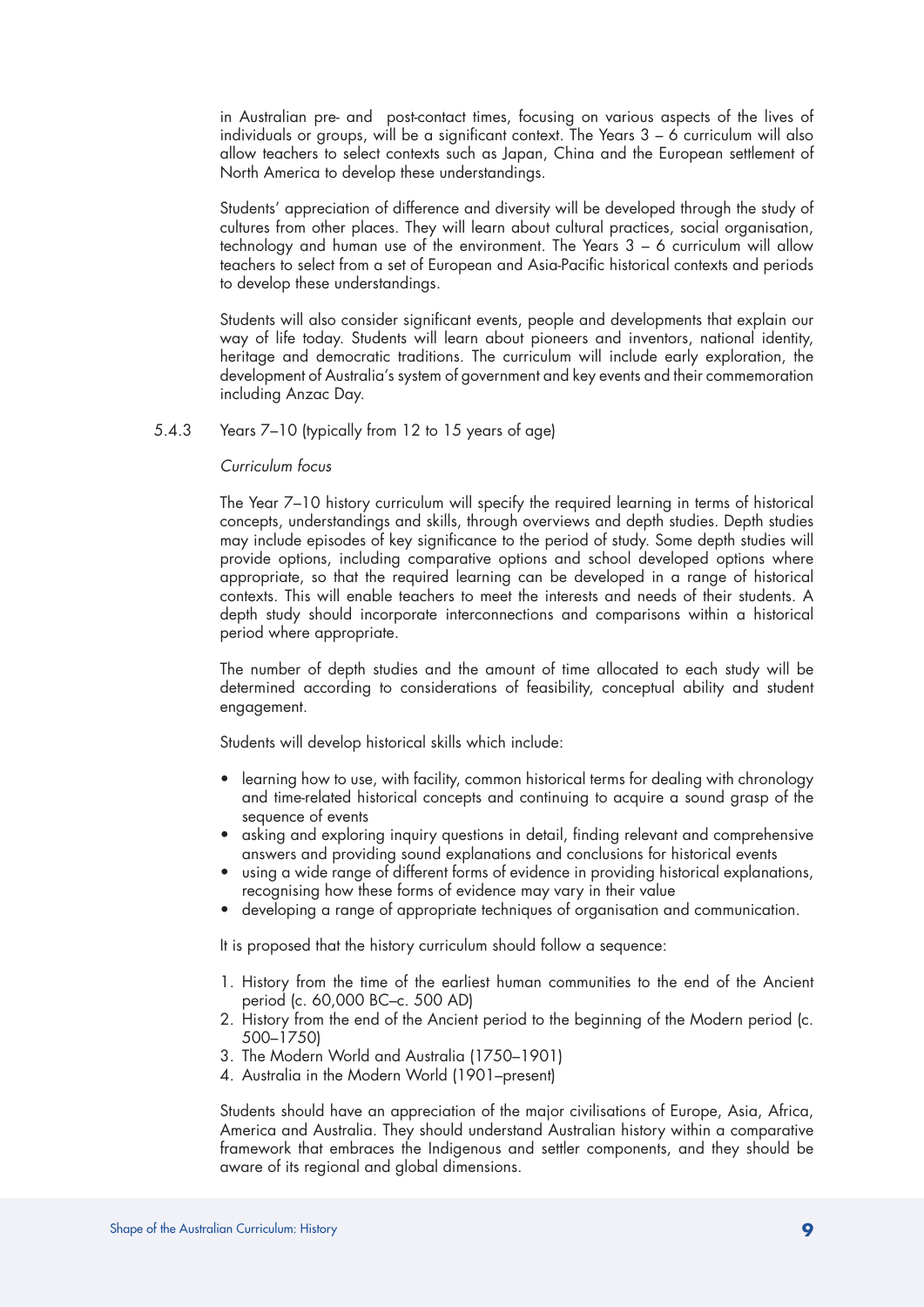in Australian pre- and post-contact times, focusing on various aspects of the lives of individuals or groups, will be a significant context. The Years 3 – 6 curriculum will also allow teachers to select contexts such as Japan, China and the European settlement of North America to develop these understandings.

Students' appreciation of difference and diversity will be developed through the study of cultures from other places. They will learn about cultural practices, social organisation, technology and human use of the environment. The Years 3 – 6 curriculum will allow teachers to select from a set of European and Asia-Pacific historical contexts and periods to develop these understandings.

Students will also consider significant events, people and developments that explain our way of life today. Students will learn about pioneers and inventors, national identity, heritage and democratic traditions. The curriculum will include early exploration, the development of Australia's system of government and key events and their commemoration including Anzac Day.

### 5.4.3 Years 7–10 (typically from 12 to 15 years of age)

*Curriculum focus*

The Year 7–10 history curriculum will specify the required learning in terms of historical concepts, understandings and skills, through overviews and depth studies. Depth studies may include episodes of key significance to the period of study. Some depth studies will provide options, including comparative options and school developed options where appropriate, so that the required learning can be developed in a range of historical contexts. This will enable teachers to meet the interests and needs of their students. A depth study should incorporate interconnections and comparisons within a historical period where appropriate.

The number of depth studies and the amount of time allocated to each study will be determined according to considerations of feasibility, conceptual ability and student engagement.

Students will develop historical skills which include:

- learning how to use, with facility, common historical terms for dealing with chronology and time-related historical concepts and continuing to acquire a sound grasp of the sequence of events
- asking and exploring inquiry questions in detail, finding relevant and comprehensive answers and providing sound explanations and conclusions for historical events
- using a wide range of different forms of evidence in providing historical explanations, recognising how these forms of evidence may vary in their value
- developing a range of appropriate techniques of organisation and communication.

It is proposed that the history curriculum should follow a sequence:

1. History from the time of the earliest human communities to the end of the Ancient period (c. 60,000 BC–c. 500 AD)
2. History from the end of the Ancient period to the beginning of the Modern period (c. 500–1750)
3. The Modern World and Australia (1750–1901)
4. Australia in the Modern World (1901–present)

Students should have an appreciation of the major civilisations of Europe, Asia, Africa, America and Australia. They should understand Australian history within a comparative framework that embraces the Indigenous and settler components, and they should be aware of its regional and global dimensions.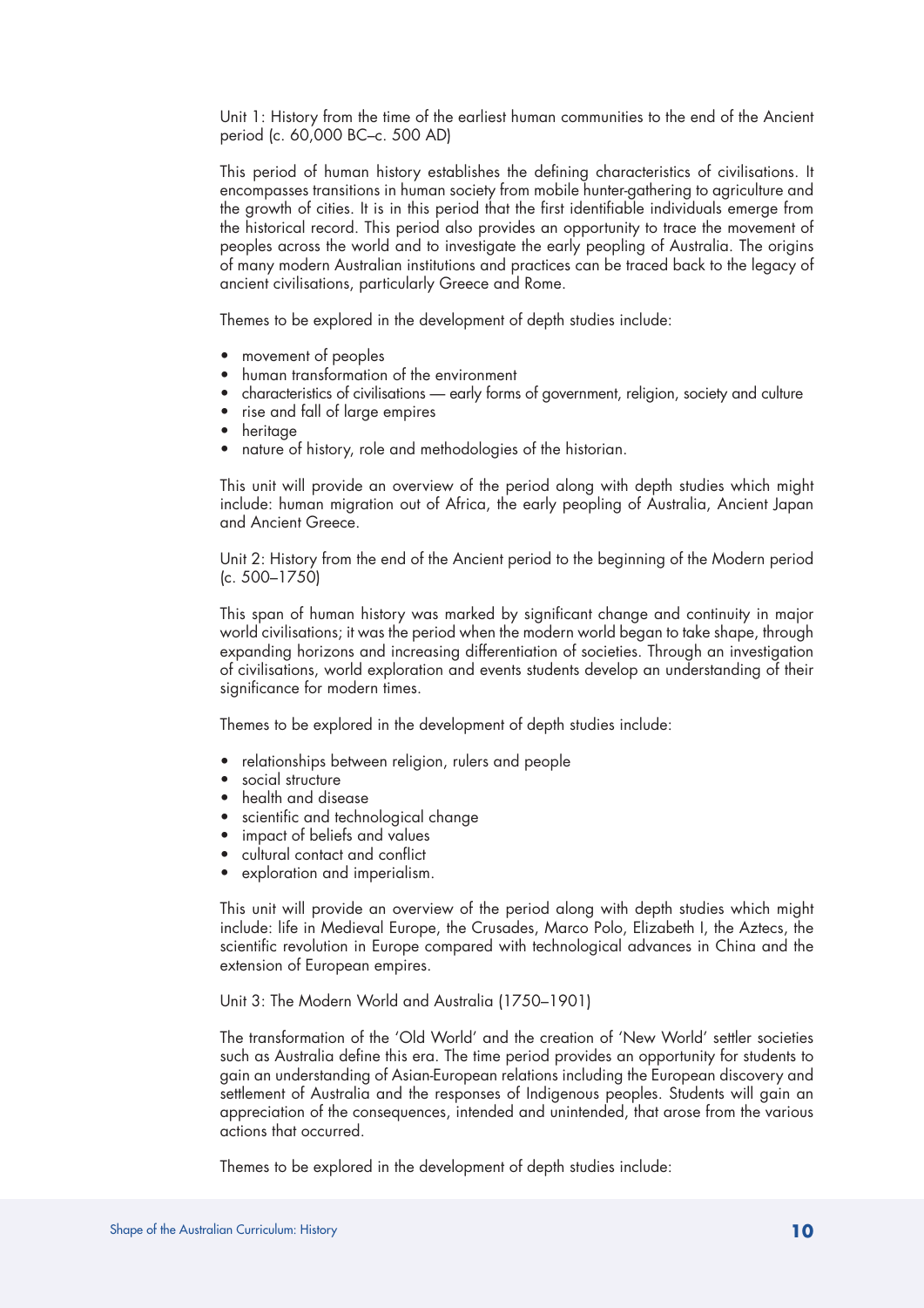Unit 1: History from the time of the earliest human communities to the end of the Ancient period (c. 60,000 BC–c. 500 AD)

This period of human history establishes the defining characteristics of civilisations. It encompasses transitions in human society from mobile hunter-gathering to agriculture and the growth of cities. It is in this period that the first identifiable individuals emerge from the historical record. This period also provides an opportunity to trace the movement of peoples across the world and to investigate the early peopling of Australia. The origins of many modern Australian institutions and practices can be traced back to the legacy of ancient civilisations, particularly Greece and Rome.

Themes to be explored in the development of depth studies include:

- movement of peoples
- human transformation of the environment
- characteristics of civilisations — early forms of government, religion, society and culture
- rise and fall of large empires
- heritage
- nature of history, role and methodologies of the historian.

This unit will provide an overview of the period along with depth studies which might include: human migration out of Africa, the early peopling of Australia, Ancient Japan and Ancient Greece.

Unit 2: History from the end of the Ancient period to the beginning of the Modern period (c. 500–1750)

This span of human history was marked by significant change and continuity in major world civilisations; it was the period when the modern world began to take shape, through expanding horizons and increasing differentiation of societies. Through an investigation of civilisations, world exploration and events students develop an understanding of their significance for modern times.

Themes to be explored in the development of depth studies include:

- relationships between religion, rulers and people
- social structure
- health and disease
- scientific and technological change
- impact of beliefs and values
- cultural contact and conflict
- exploration and imperialism.

This unit will provide an overview of the period along with depth studies which might include: life in Medieval Europe, the Crusades, Marco Polo, Elizabeth I, the Aztecs, the scientific revolution in Europe compared with technological advances in China and the extension of European empires.

Unit 3: The Modern World and Australia (1750–1901)

The transformation of the 'Old World' and the creation of 'New World' settler societies such as Australia define this era. The time period provides an opportunity for students to gain an understanding of Asian-European relations including the European discovery and settlement of Australia and the responses of Indigenous peoples. Students will gain an appreciation of the consequences, intended and unintended, that arose from the various actions that occurred.

Themes to be explored in the development of depth studies include: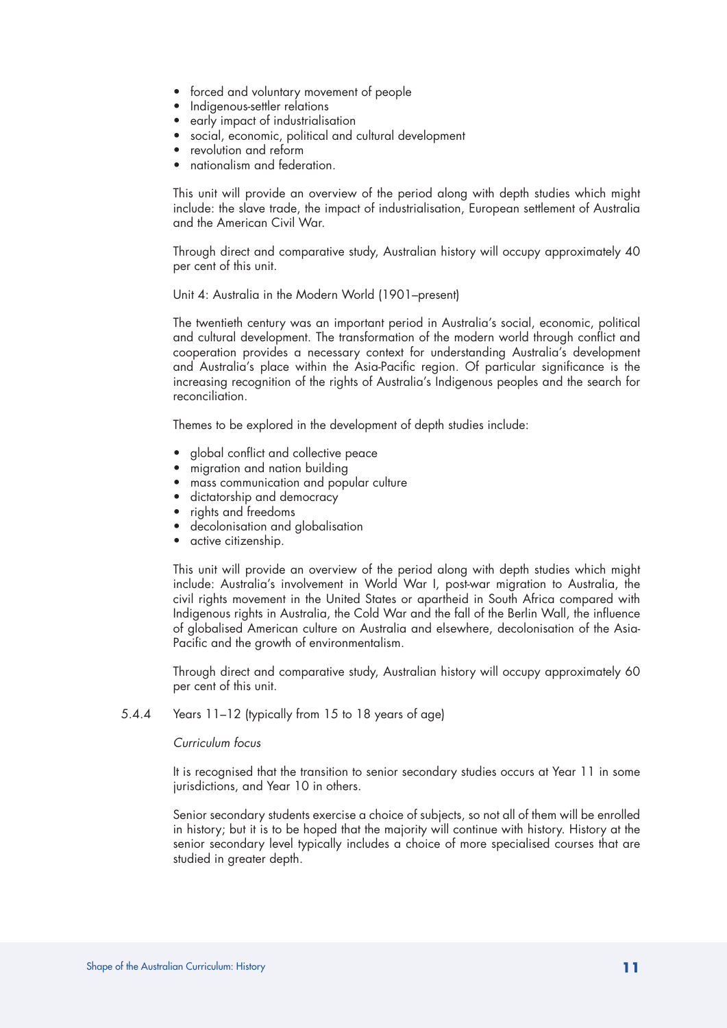- forced and voluntary movement of people
- Indigenous-settler relations
- early impact of industrialisation
- social, economic, political and cultural development
- revolution and reform
- nationalism and federation.

This unit will provide an overview of the period along with depth studies which might include: the slave trade, the impact of industrialisation, European settlement of Australia and the American Civil War.

Through direct and comparative study, Australian history will occupy approximately 40 per cent of this unit.

Unit 4: Australia in the Modern World (1901–present)

The twentieth century was an important period in Australia's social, economic, political and cultural development. The transformation of the modern world through conflict and cooperation provides a necessary context for understanding Australia's development and Australia's place within the Asia-Pacific region. Of particular significance is the increasing recognition of the rights of Australia's Indigenous peoples and the search for reconciliation.

Themes to be explored in the development of depth studies include:

- global conflict and collective peace
- migration and nation building
- mass communication and popular culture
- dictatorship and democracy
- rights and freedoms
- decolonisation and globalisation
- active citizenship.

This unit will provide an overview of the period along with depth studies which might include: Australia's involvement in World War I, post-war migration to Australia, the civil rights movement in the United States or apartheid in South Africa compared with Indigenous rights in Australia, the Cold War and the fall of the Berlin Wall, the influence of globalised American culture on Australia and elsewhere, decolonisation of the Asia-Pacific and the growth of environmentalism.

Through direct and comparative study, Australian history will occupy approximately 60 per cent of this unit.

5.4.4 Years 11–12 (typically from 15 to 18 years of age)

*Curriculum focus*

It is recognised that the transition to senior secondary studies occurs at Year 11 in some jurisdictions, and Year 10 in others.

Senior secondary students exercise a choice of subjects, so not all of them will be enrolled in history; but it is to be hoped that the majority will continue with history. History at the senior secondary level typically includes a choice of more specialised courses that are studied in greater depth.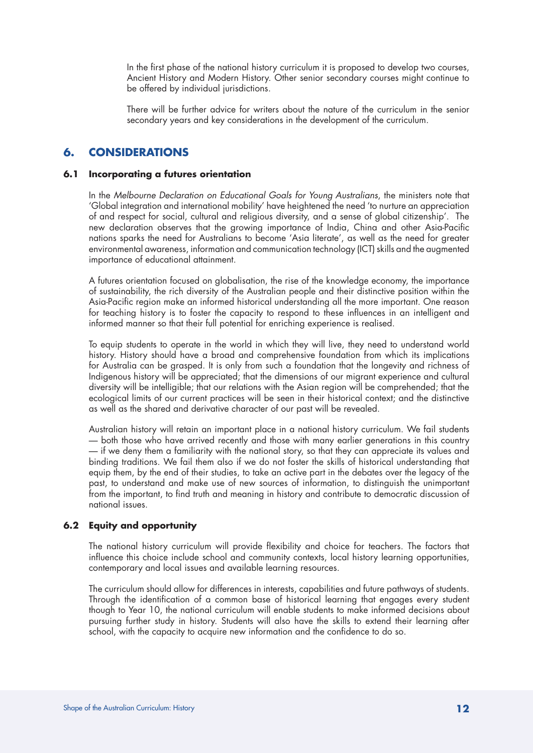In the first phase of the national history curriculum it is proposed to develop two courses, Ancient History and Modern History. Other senior secondary courses might continue to be offered by individual jurisdictions.

There will be further advice for writers about the nature of the curriculum in the senior secondary years and key considerations in the development of the curriculum.

## 6. CONSIDERATIONS

### 6.1 Incorporating a futures orientation

In the *Melbourne Declaration on Educational Goals for Young Australians*, the ministers note that 'Global integration and international mobility' have heightened the need 'to nurture an appreciation of and respect for social, cultural and religious diversity, and a sense of global citizenship'. The new declaration observes that the growing importance of India, China and other Asia-Pacific nations sparks the need for Australians to become 'Asia literate', as well as the need for greater environmental awareness, information and communication technology (ICT) skills and the augmented importance of educational attainment.

A futures orientation focused on globalisation, the rise of the knowledge economy, the importance of sustainability, the rich diversity of the Australian people and their distinctive position within the Asia-Pacific region make an informed historical understanding all the more important. One reason for teaching history is to foster the capacity to respond to these influences in an intelligent and informed manner so that their full potential for enriching experience is realised.

To equip students to operate in the world in which they will live, they need to understand world history. History should have a broad and comprehensive foundation from which its implications for Australia can be grasped. It is only from such a foundation that the longevity and richness of Indigenous history will be appreciated; that the dimensions of our migrant experience and cultural diversity will be intelligible; that our relations with the Asian region will be comprehended; that the ecological limits of our current practices will be seen in their historical context; and the distinctive as well as the shared and derivative character of our past will be revealed.

Australian history will retain an important place in a national history curriculum. We fail students — both those who have arrived recently and those with many earlier generations in this country — if we deny them a familiarity with the national story, so that they can appreciate its values and binding traditions. We fail them also if we do not foster the skills of historical understanding that equip them, by the end of their studies, to take an active part in the debates over the legacy of the past, to understand and make use of new sources of information, to distinguish the unimportant from the important, to find truth and meaning in history and contribute to democratic discussion of national issues.

### 6.2 Equity and opportunity

The national history curriculum will provide flexibility and choice for teachers. The factors that influence this choice include school and community contexts, local history learning opportunities, contemporary and local issues and available learning resources.

The curriculum should allow for differences in interests, capabilities and future pathways of students. Through the identification of a common base of historical learning that engages every student though to Year 10, the national curriculum will enable students to make informed decisions about pursuing further study in history. Students will also have the skills to extend their learning after school, with the capacity to acquire new information and the confidence to do so.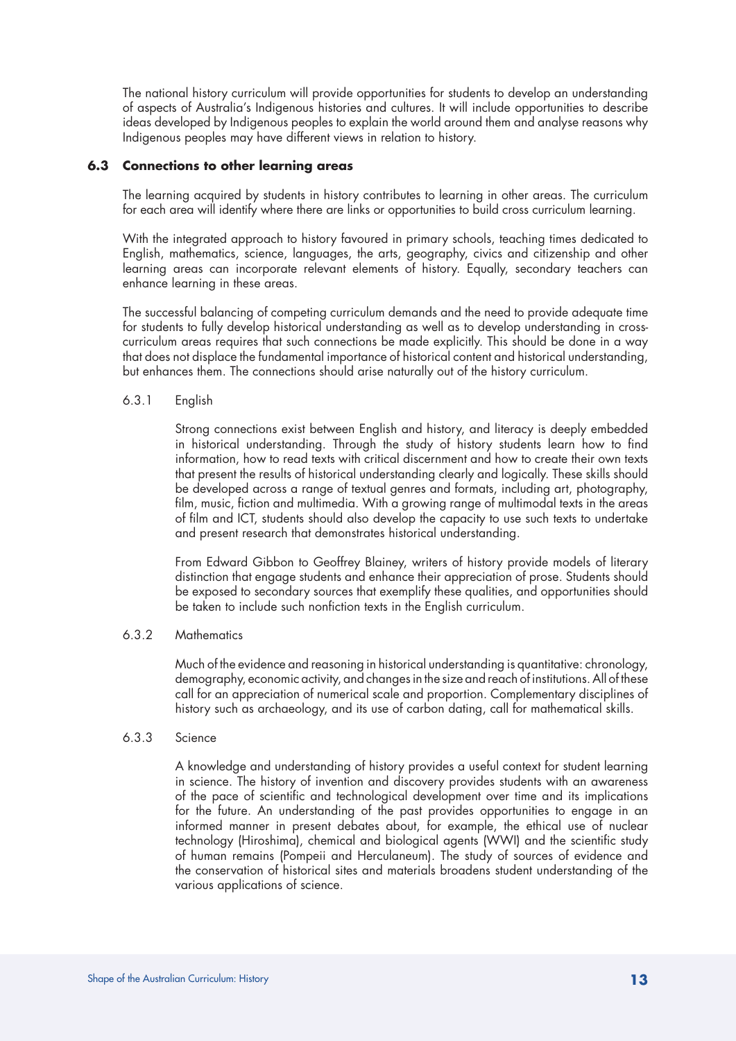The national history curriculum will provide opportunities for students to develop an understanding of aspects of Australia's Indigenous histories and cultures. It will include opportunities to describe ideas developed by Indigenous peoples to explain the world around them and analyse reasons why Indigenous peoples may have different views in relation to history.

## 6.3 Connections to other learning areas

The learning acquired by students in history contributes to learning in other areas. The curriculum for each area will identify where there are links or opportunities to build cross curriculum learning.

With the integrated approach to history favoured in primary schools, teaching times dedicated to English, mathematics, science, languages, the arts, geography, civics and citizenship and other learning areas can incorporate relevant elements of history. Equally, secondary teachers can enhance learning in these areas.

The successful balancing of competing curriculum demands and the need to provide adequate time for students to fully develop historical understanding as well as to develop understanding in cross-curriculum areas requires that such connections be made explicitly. This should be done in a way that does not displace the fundamental importance of historical content and historical understanding, but enhances them. The connections should arise naturally out of the history curriculum.

### 6.3.1 English

Strong connections exist between English and history, and literacy is deeply embedded in historical understanding. Through the study of history students learn how to find information, how to read texts with critical discernment and how to create their own texts that present the results of historical understanding clearly and logically. These skills should be developed across a range of textual genres and formats, including art, photography, film, music, fiction and multimedia. With a growing range of multimodal texts in the areas of film and ICT, students should also develop the capacity to use such texts to undertake and present research that demonstrates historical understanding.

From Edward Gibbon to Geoffrey Blainey, writers of history provide models of literary distinction that engage students and enhance their appreciation of prose. Students should be exposed to secondary sources that exemplify these qualities, and opportunities should be taken to include such nonfiction texts in the English curriculum.

### 6.3.2 Mathematics

Much of the evidence and reasoning in historical understanding is quantitative: chronology, demography, economic activity, and changes in the size and reach of institutions. All of these call for an appreciation of numerical scale and proportion. Complementary disciplines of history such as archaeology, and its use of carbon dating, call for mathematical skills.

### 6.3.3 Science

A knowledge and understanding of history provides a useful context for student learning in science. The history of invention and discovery provides students with an awareness of the pace of scientific and technological development over time and its implications for the future. An understanding of the past provides opportunities to engage in an informed manner in present debates about, for example, the ethical use of nuclear technology (Hiroshima), chemical and biological agents (WWI) and the scientific study of human remains (Pompeii and Herculaneum). The study of sources of evidence and the conservation of historical sites and materials broadens student understanding of the various applications of science.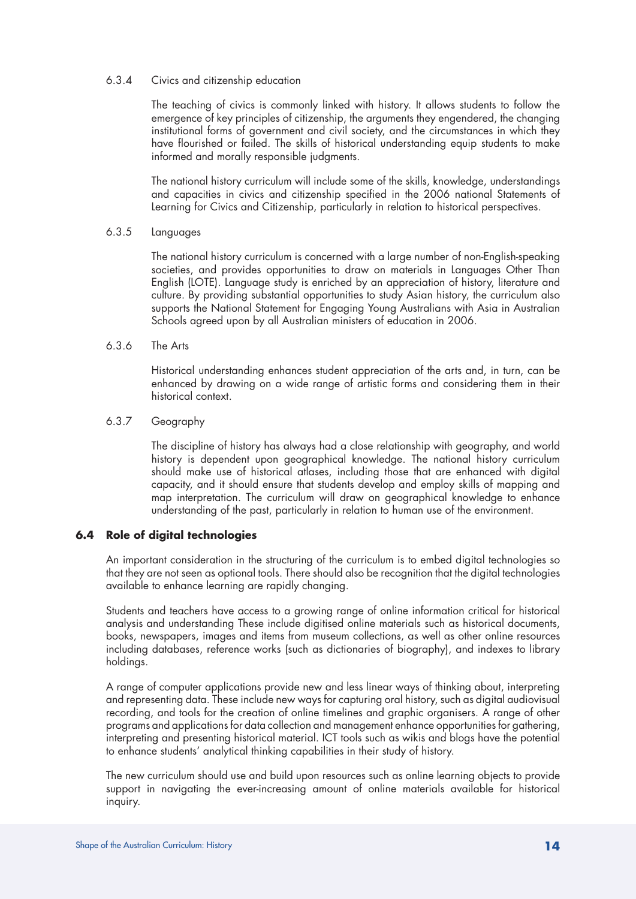#### 6.3.4 Civics and citizenship education

The teaching of civics is commonly linked with history. It allows students to follow the emergence of key principles of citizenship, the arguments they engendered, the changing institutional forms of government and civil society, and the circumstances in which they have flourished or failed. The skills of historical understanding equip students to make informed and morally responsible judgments.

The national history curriculum will include some of the skills, knowledge, understandings and capacities in civics and citizenship specified in the 2006 national Statements of Learning for Civics and Citizenship, particularly in relation to historical perspectives.

#### 6.3.5 Languages

The national history curriculum is concerned with a large number of non-English-speaking societies, and provides opportunities to draw on materials in Languages Other Than English (LOTE). Language study is enriched by an appreciation of history, literature and culture. By providing substantial opportunities to study Asian history, the curriculum also supports the National Statement for Engaging Young Australians with Asia in Australian Schools agreed upon by all Australian ministers of education in 2006.

#### 6.3.6 The Arts

Historical understanding enhances student appreciation of the arts and, in turn, can be enhanced by drawing on a wide range of artistic forms and considering them in their historical context.

#### 6.3.7 Geography

The discipline of history has always had a close relationship with geography, and world history is dependent upon geographical knowledge. The national history curriculum should make use of historical atlases, including those that are enhanced with digital capacity, and it should ensure that students develop and employ skills of mapping and map interpretation. The curriculum will draw on geographical knowledge to enhance understanding of the past, particularly in relation to human use of the environment.

### 6.4 Role of digital technologies

An important consideration in the structuring of the curriculum is to embed digital technologies so that they are not seen as optional tools. There should also be recognition that the digital technologies available to enhance learning are rapidly changing.

Students and teachers have access to a growing range of online information critical for historical analysis and understanding These include digitised online materials such as historical documents, books, newspapers, images and items from museum collections, as well as other online resources including databases, reference works (such as dictionaries of biography), and indexes to library holdings.

A range of computer applications provide new and less linear ways of thinking about, interpreting and representing data. These include new ways for capturing oral history, such as digital audiovisual recording, and tools for the creation of online timelines and graphic organisers. A range of other programs and applications for data collection and management enhance opportunities for gathering, interpreting and presenting historical material. ICT tools such as wikis and blogs have the potential to enhance students' analytical thinking capabilities in their study of history.

The new curriculum should use and build upon resources such as online learning objects to provide support in navigating the ever-increasing amount of online materials available for historical inquiry.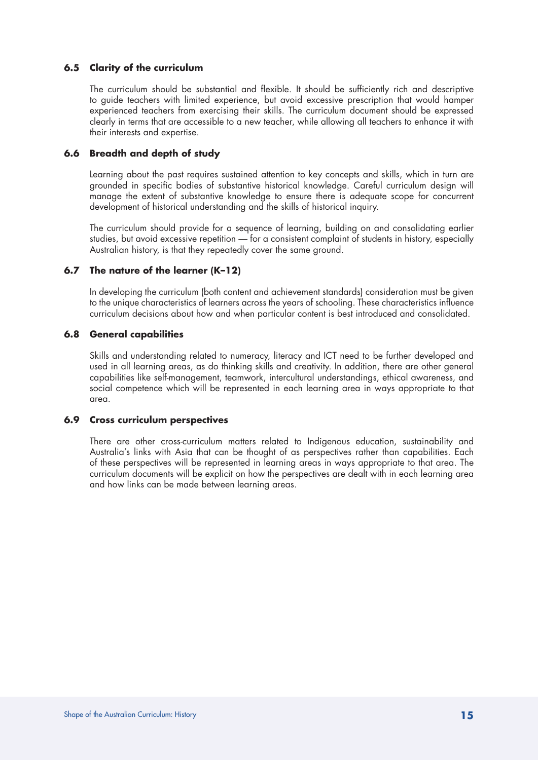### 6.5 Clarity of the curriculum

The curriculum should be substantial and flexible. It should be sufficiently rich and descriptive to guide teachers with limited experience, but avoid excessive prescription that would hamper experienced teachers from exercising their skills. The curriculum document should be expressed clearly in terms that are accessible to a new teacher, while allowing all teachers to enhance it with their interests and expertise.

### 6.6 Breadth and depth of study

Learning about the past requires sustained attention to key concepts and skills, which in turn are grounded in specific bodies of substantive historical knowledge. Careful curriculum design will manage the extent of substantive knowledge to ensure there is adequate scope for concurrent development of historical understanding and the skills of historical inquiry.

The curriculum should provide for a sequence of learning, building on and consolidating earlier studies, but avoid excessive repetition — for a consistent complaint of students in history, especially Australian history, is that they repeatedly cover the same ground.

### 6.7 The nature of the learner (K–12)

In developing the curriculum (both content and achievement standards) consideration must be given to the unique characteristics of learners across the years of schooling. These characteristics influence curriculum decisions about how and when particular content is best introduced and consolidated.

### 6.8 General capabilities

Skills and understanding related to numeracy, literacy and ICT need to be further developed and used in all learning areas, as do thinking skills and creativity. In addition, there are other general capabilities like self-management, teamwork, intercultural understandings, ethical awareness, and social competence which will be represented in each learning area in ways appropriate to that area.

### 6.9 Cross curriculum perspectives

There are other cross-curriculum matters related to Indigenous education, sustainability and Australia's links with Asia that can be thought of as perspectives rather than capabilities. Each of these perspectives will be represented in learning areas in ways appropriate to that area. The curriculum documents will be explicit on how the perspectives are dealt with in each learning area and how links can be made between learning areas.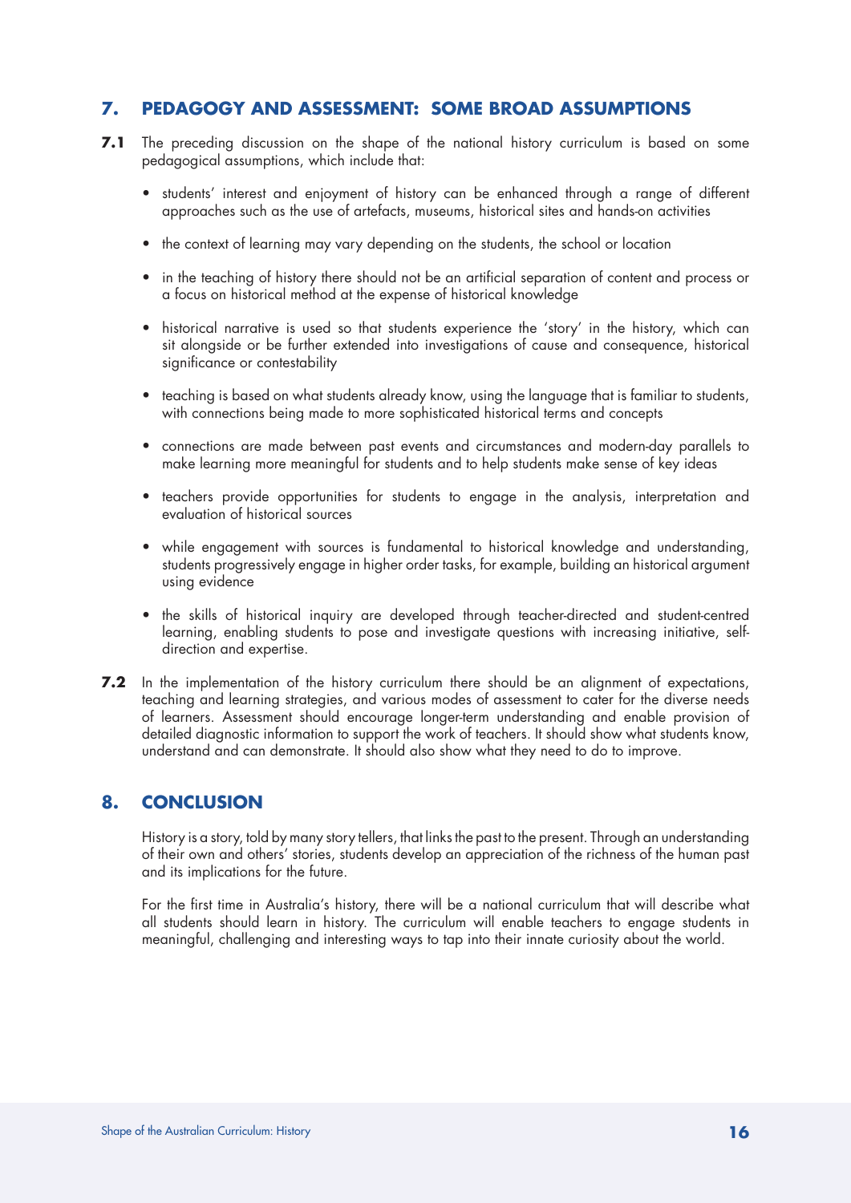## 7. PEDAGOGY AND ASSESSMENT: SOME BROAD ASSUMPTIONS

**7.1** The preceding discussion on the shape of the national history curriculum is based on some pedagogical assumptions, which include that:

- students' interest and enjoyment of history can be enhanced through a range of different approaches such as the use of artefacts, museums, historical sites and hands-on activities
- the context of learning may vary depending on the students, the school or location
- in the teaching of history there should not be an artificial separation of content and process or a focus on historical method at the expense of historical knowledge
- historical narrative is used so that students experience the 'story' in the history, which can sit alongside or be further extended into investigations of cause and consequence, historical significance or contestability
- teaching is based on what students already know, using the language that is familiar to students, with connections being made to more sophisticated historical terms and concepts
- connections are made between past events and circumstances and modern-day parallels to make learning more meaningful for students and to help students make sense of key ideas
- teachers provide opportunities for students to engage in the analysis, interpretation and evaluation of historical sources
- while engagement with sources is fundamental to historical knowledge and understanding, students progressively engage in higher order tasks, for example, building an historical argument using evidence
- the skills of historical inquiry are developed through teacher-directed and student-centred learning, enabling students to pose and investigate questions with increasing initiative, self-direction and expertise.

**7.2** In the implementation of the history curriculum there should be an alignment of expectations, teaching and learning strategies, and various modes of assessment to cater for the diverse needs of learners. Assessment should encourage longer-term understanding and enable provision of detailed diagnostic information to support the work of teachers. It should show what students know, understand and can demonstrate. It should also show what they need to do to improve.

## 8. CONCLUSION

History is a story, told by many story tellers, that links the past to the present. Through an understanding of their own and others' stories, students develop an appreciation of the richness of the human past and its implications for the future.

For the first time in Australia's history, there will be a national curriculum that will describe what all students should learn in history. The curriculum will enable teachers to engage students in meaningful, challenging and interesting ways to tap into their innate curiosity about the world.